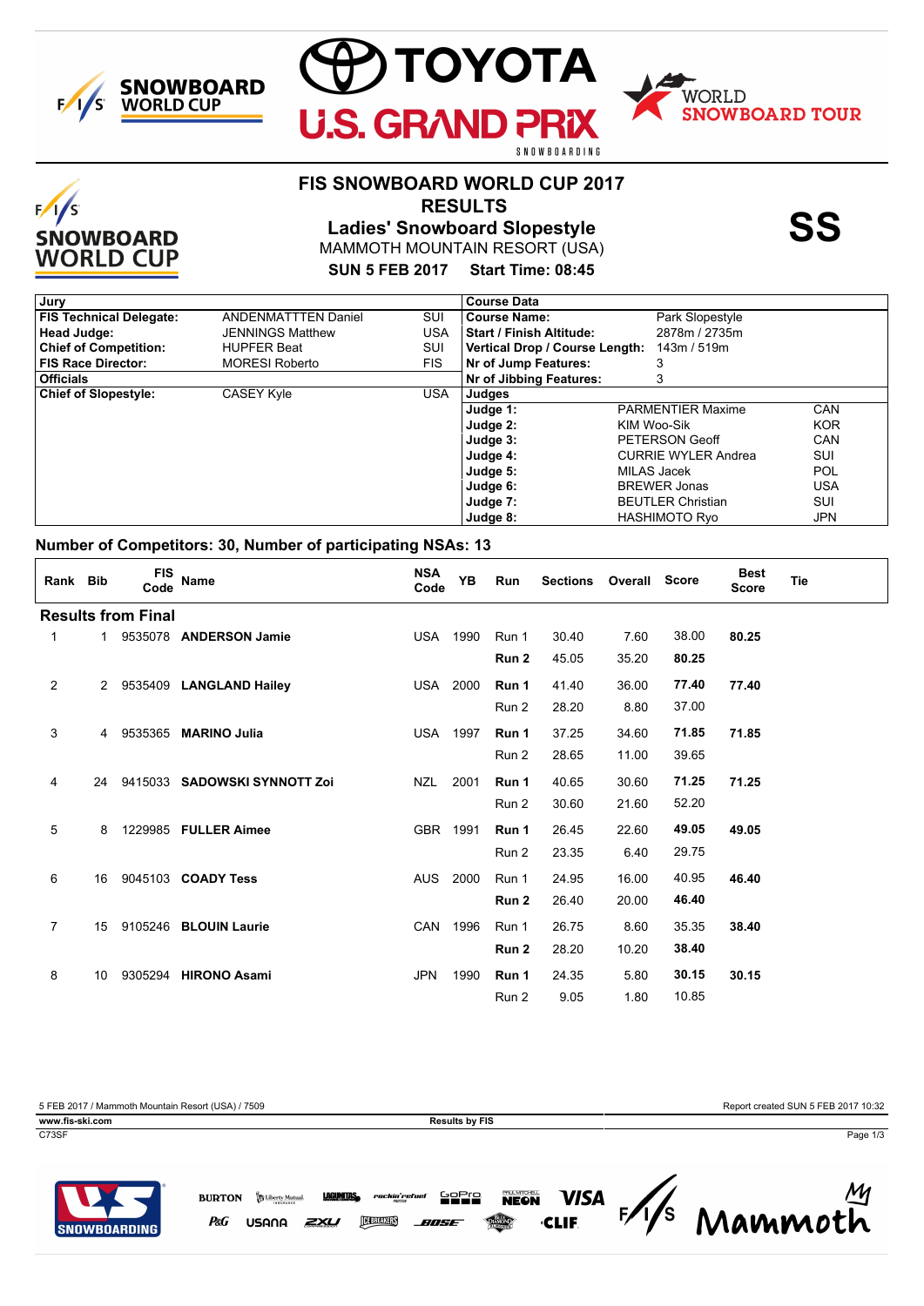# FIS SNOWBOARD WORLD CUP 2017

## RESULTS

## Ladies' Snowboard Slopestyle

MAMMOTH MOUNTAIN RESORT (USA)

**SUN 5 FEB 2017 Start Time: 08:45**

**SS**

| Jury | | |
|---|---|---|
| **FIS Technical Delegate:** | ANDENMATTTEN Daniel | SUI |
| **Head Judge:** | JENNINGS Matthew | USA |
| **Chief of Competition:** | HUPFER Beat | SUI |
| **FIS Race Director:** | MORESI Roberto | FIS |
| **Officials** | | |
| **Chief of Slopestyle:** | CASEY Kyle | USA |

| Course Data | |
|---|---|
| **Course Name:** | Park Slopestyle |
| **Start / Finish Altitude:** | 2878m / 2735m |
| **Vertical Drop / Course Length:** | 143m / 519m |
| **Nr of Jump Features:** | 3 |
| **Nr of Jibbing Features:** | 3 |

| Judges | | |
|---|---|---|
| **Judge 1:** | PARMENTIER Maxime | CAN |
| **Judge 2:** | KIM Woo-Sik | KOR |
| **Judge 3:** | PETERSON Geoff | CAN |
| **Judge 4:** | CURRIE WYLER Andrea | SUI |
| **Judge 5:** | MILAS Jacek | POL |
| **Judge 6:** | BREWER Jonas | USA |
| **Judge 7:** | BEUTLER Christian | SUI |
| **Judge 8:** | HASHIMOTO Ryo | JPN |

**Number of Competitors: 30, Number of participating NSAs: 13**

| Rank | Bib | FIS Code | Name | NSA Code | YB | Run | Sections | Overall | Score | Best Score | Tie |
|---|---|---|---|---|---|---|---|---|---|---|---|
| **Results from Final** | | | | | | | | | | | |
| 1 | 1 | 9535078 | **ANDERSON Jamie** | USA | 1990 | Run 1 | 30.40 | 7.60 | 38.00 | **80.25** | |
| | | | | | | **Run 2** | 45.05 | 35.20 | **80.25** | | |
| 2 | 2 | 9535409 | **LANGLAND Hailey** | USA | 2000 | **Run 1** | 41.40 | 36.00 | **77.40** | **77.40** | |
| | | | | | | Run 2 | 28.20 | 8.80 | 37.00 | | |
| 3 | 4 | 9535365 | **MARINO Julia** | USA | 1997 | **Run 1** | 37.25 | 34.60 | **71.85** | **71.85** | |
| | | | | | | Run 2 | 28.65 | 11.00 | 39.65 | | |
| 4 | 24 | 9415033 | **SADOWSKI SYNNOTT Zoi** | NZL | 2001 | **Run 1** | 40.65 | 30.60 | **71.25** | **71.25** | |
| | | | | | | Run 2 | 30.60 | 21.60 | 52.20 | | |
| 5 | 8 | 1229985 | **FULLER Aimee** | GBR | 1991 | **Run 1** | 26.45 | 22.60 | **49.05** | **49.05** | |
| | | | | | | Run 2 | 23.35 | 6.40 | 29.75 | | |
| 6 | 16 | 9045103 | **COADY Tess** | AUS | 2000 | Run 1 | 24.95 | 16.00 | 40.95 | **46.40** | |
| | | | | | | **Run 2** | 26.40 | 20.00 | **46.40** | | |
| 7 | 15 | 9105246 | **BLOUIN Laurie** | CAN | 1996 | Run 1 | 26.75 | 8.60 | 35.35 | **38.40** | |
| | | | | | | **Run 2** | 28.20 | 10.20 | **38.40** | | |
| 8 | 10 | 9305294 | **HIRONO Asami** | JPN | 1990 | **Run 1** | 24.35 | 5.80 | **30.15** | **30.15** | |
| | | | | | | Run 2 | 9.05 | 1.80 | 10.85 | | |

5 FEB 2017 / Mammoth Mountain Resort (USA) / 7509 — Report created SUN 5 FEB 2017 10:32

www.fis-ski.com — Results by FIS

C73SF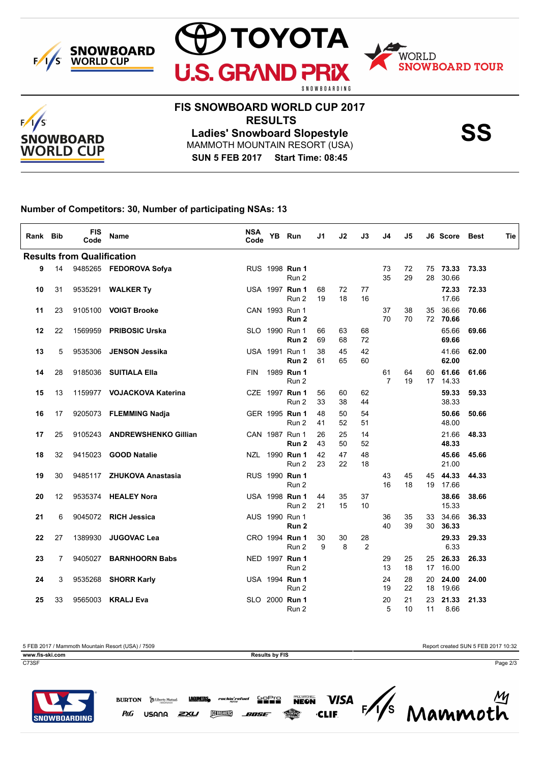# FIS SNOWBOARD WORLD CUP 2017

## RESULTS

### Ladies' Snowboard Slopestyle

MAMMOTH MOUNTAIN RESORT (USA)

**SUN 5 FEB 2017 Start Time: 08:45**

**SS**

**Number of Competitors: 30, Number of participating NSAs: 13**

| Rank | Bib | FIS Code | Name | NSA Code | YB | Run | J1 | J2 | J3 | J4 | J5 | J6 | Score | Best | Tie |
|---|---|---|---|---|---|---|---|---|---|---|---|---|---|---|---|
| **Results from Qualification** | | | | | | | | | | | | | | | |
| 9 | 14 | 9485265 | **FEDOROVA Sofya** | RUS | 1998 | **Run 1** | | | | 73 | 72 | 75 | **73.33** | **73.33** | |
| | | | | | | Run 2 | | | | 35 | 29 | 28 | 30.66 | | |
| 10 | 31 | 9535291 | **WALKER Ty** | USA | 1997 | **Run 1** | 68 | 72 | 77 | | | | **72.33** | **72.33** | |
| | | | | | | Run 2 | 19 | 18 | 16 | | | | 17.66 | | |
| 11 | 23 | 9105100 | **VOIGT Brooke** | CAN | 1993 | Run 1 | | | | 37 | 38 | 35 | 36.66 | **70.66** | |
| | | | | | | **Run 2** | | | | 70 | 70 | 72 | **70.66** | | |
| 12 | 22 | 1569959 | **PRIBOSIC Urska** | SLO | 1990 | Run 1 | 66 | 63 | 68 | | | | 65.66 | **69.66** | |
| | | | | | | **Run 2** | 69 | 68 | 72 | | | | **69.66** | | |
| 13 | 5 | 9535306 | **JENSON Jessika** | USA | 1991 | Run 1 | 38 | 45 | 42 | | | | 41.66 | **62.00** | |
| | | | | | | **Run 2** | 61 | 65 | 60 | | | | **62.00** | | |
| 14 | 28 | 9185036 | **SUITIALA Ella** | FIN | 1989 | **Run 1** | | | | 61 | 64 | 60 | **61.66** | **61.66** | |
| | | | | | | Run 2 | | | | 7 | 19 | 17 | 14.33 | | |
| 15 | 13 | 1159977 | **VOJACKOVA Katerina** | CZE | 1997 | **Run 1** | 56 | 60 | 62 | | | | **59.33** | **59.33** | |
| | | | | | | Run 2 | 33 | 38 | 44 | | | | 38.33 | | |
| 16 | 17 | 9205073 | **FLEMMING Nadja** | GER | 1995 | **Run 1** | 48 | 50 | 54 | | | | **50.66** | **50.66** | |
| | | | | | | Run 2 | 41 | 52 | 51 | | | | 48.00 | | |
| 17 | 25 | 9105243 | **ANDREWSHENKO Gillian** | CAN | 1987 | Run 1 | 26 | 25 | 14 | | | | 21.66 | **48.33** | |
| | | | | | | **Run 2** | 43 | 50 | 52 | | | | **48.33** | | |
| 18 | 32 | 9415023 | **GOOD Natalie** | NZL | 1990 | **Run 1** | 42 | 47 | 48 | | | | **45.66** | **45.66** | |
| | | | | | | Run 2 | 23 | 22 | 18 | | | | 21.00 | | |
| 19 | 30 | 9485117 | **ZHUKOVA Anastasia** | RUS | 1990 | **Run 1** | | | | 43 | 45 | 45 | **44.33** | **44.33** | |
| | | | | | | Run 2 | | | | 16 | 18 | 19 | 17.66 | | |
| 20 | 12 | 9535374 | **HEALEY Nora** | USA | 1998 | **Run 1** | 44 | 35 | 37 | | | | **38.66** | **38.66** | |
| | | | | | | Run 2 | 21 | 15 | 10 | | | | 15.33 | | |
| 21 | 6 | 9045072 | **RICH Jessica** | AUS | 1990 | Run 1 | | | | 36 | 35 | 33 | 34.66 | **36.33** | |
| | | | | | | **Run 2** | | | | 40 | 39 | 30 | **36.33** | | |
| 22 | 27 | 1389930 | **JUGOVAC Lea** | CRO | 1994 | **Run 1** | 30 | 30 | 28 | | | | **29.33** | **29.33** | |
| | | | | | | Run 2 | 9 | 8 | 2 | | | | 6.33 | | |
| 23 | 7 | 9405027 | **BARNHOORN Babs** | NED | 1997 | **Run 1** | | | | 29 | 25 | 25 | **26.33** | **26.33** | |
| | | | | | | Run 2 | | | | 13 | 18 | 17 | 16.00 | | |
| 24 | 3 | 9535268 | **SHORR Karly** | USA | 1994 | **Run 1** | | | | 24 | 28 | 20 | **24.00** | **24.00** | |
| | | | | | | Run 2 | | | | 19 | 22 | 18 | 19.66 | | |
| 25 | 33 | 9565003 | **KRALJ Eva** | SLO | 2000 | **Run 1** | | | | 20 | 21 | 23 | **21.33** | **21.33** | |
| | | | | | | Run 2 | | | | 5 | 10 | 11 | 8.66 | | |

5 FEB 2017 / Mammoth Mountain Resort (USA) / 7509 — Report created SUN 5 FEB 2017 10:32

www.fis-ski.com — Results by FIS

C73SF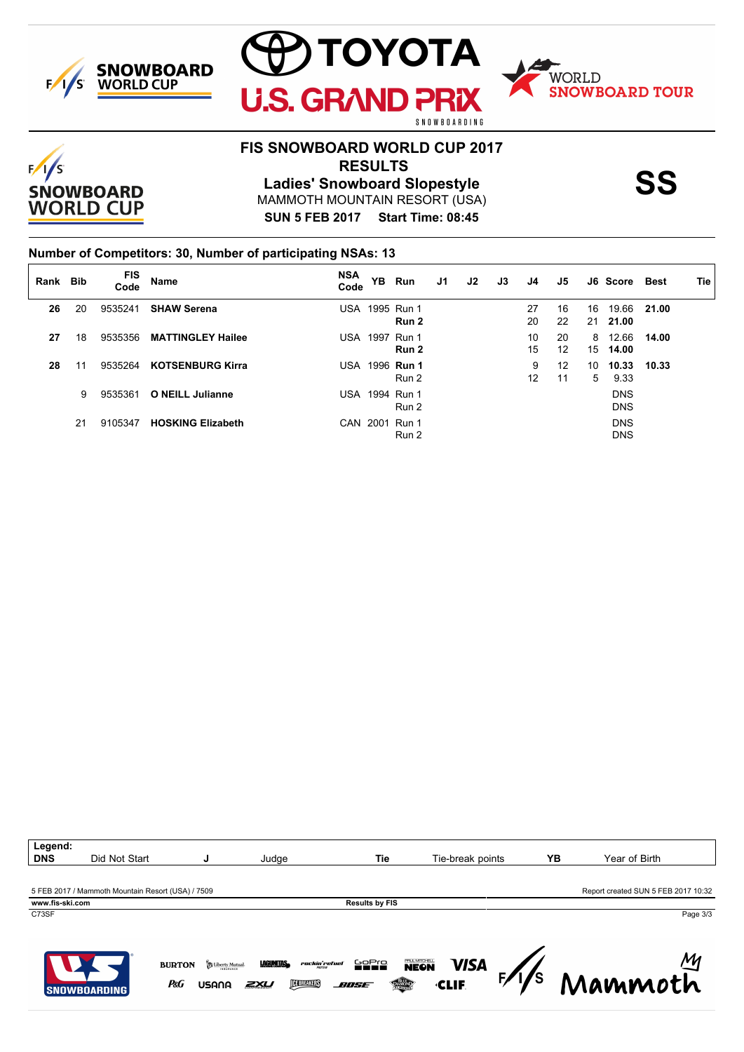# FIS SNOWBOARD WORLD CUP 2017

## RESULTS

### Ladies' Snowboard Slopestyle

**SS**

MAMMOTH MOUNTAIN RESORT (USA)

**SUN 5 FEB 2017 Start Time: 08:45**

**Number of Competitors: 30, Number of participating NSAs: 13**

| Rank | Bib | FIS Code | Name | NSA Code | YB | Run | J1 | J2 | J3 | J4 | J5 | J6 | Score | Best | Tie |
|---|---|---|---|---|---|---|---|---|---|---|---|---|---|---|---|
| **26** | 20 | 9535241 | **SHAW Serena** | USA | 1995 | Run 1 | | | | 27 | 16 | 16 | 19.66 | **21.00** | |
| | | | | | | **Run 2** | | | | 20 | 22 | 21 | **21.00** | | |
| **27** | 18 | 9535356 | **MATTINGLEY Hailee** | USA | 1997 | Run 1 | | | | 10 | 20 | 8 | 12.66 | **14.00** | |
| | | | | | | **Run 2** | | | | 15 | 12 | 15 | **14.00** | | |
| **28** | 11 | 9535264 | **KOTSENBURG Kirra** | USA | 1996 | **Run 1** | | | | 9 | 12 | 10 | **10.33** | **10.33** | |
| | | | | | | Run 2 | | | | 12 | 11 | 5 | 9.33 | | |
| | 9 | 9535361 | **O NEILL Julianne** | USA | 1994 | Run 1 | | | | | | | DNS | | |
| | | | | | | Run 2 | | | | | | | DNS | | |
| | 21 | 9105347 | **HOSKING Elizabeth** | CAN | 2001 | Run 1 | | | | | | | DNS | | |
| | | | | | | Run 2 | | | | | | | DNS | | |

**Legend:**

| | | | | | | | |
|---|---|---|---|---|---|---|---|
| **DNS** | Did Not Start | **J** | Judge | **Tie** | Tie-break points | **YB** | Year of Birth |

5 FEB 2017 / Mammoth Mountain Resort (USA) / 7509

Report created SUN 5 FEB 2017 10:32

**www.fis-ski.com**

**Results by FIS**

C73SF